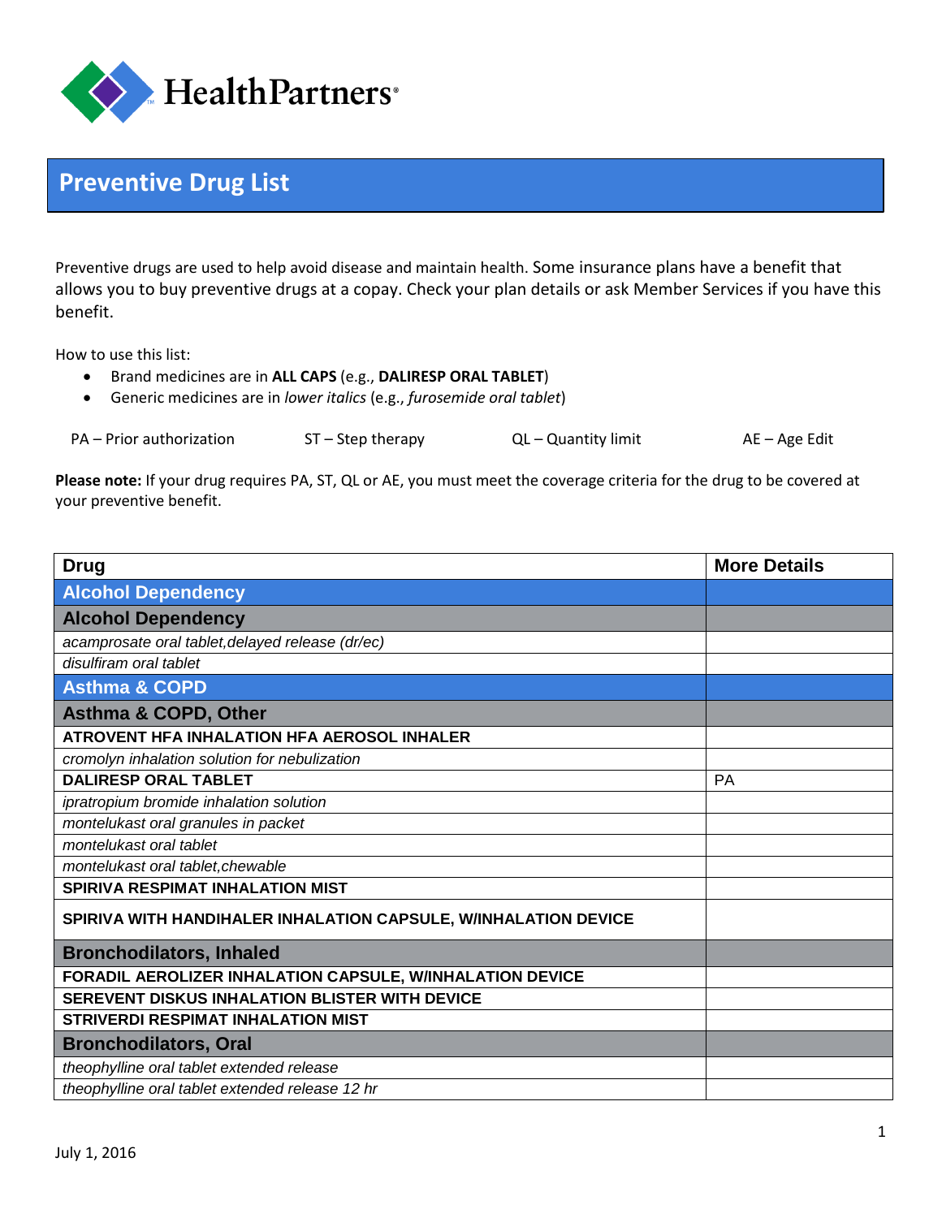HealthPartners®

# Preventive Drug List

Preventive drugs are used to help avoid disease and maintain health. Some insurance plans have a benefit that allows you to buy preventive drugs at a copay. Check your plan details or ask Member Services if you have this benefit.

How to use this list:

- Brand medicines are in **ALL CAPS** (e.g., **DALIRESP ORAL TABLET**)
- Generic medicines are in *lower italics* (e.g., *furosemide oral tablet*)

PA – Prior authorization  ST – Step therapy  QL – Quantity limit  AE – Age Edit

**Please note:** If your drug requires PA, ST, QL or AE, you must meet the coverage criteria for the drug to be covered at your preventive benefit.

| Drug | More Details |
|---|---|
| **Alcohol Dependency** | |
| **Alcohol Dependency** | |
| *acamprosate oral tablet,delayed release (dr/ec)* | |
| *disulfiram oral tablet* | |
| **Asthma & COPD** | |
| **Asthma & COPD, Other** | |
| **ATROVENT HFA INHALATION HFA AEROSOL INHALER** | |
| *cromolyn inhalation solution for nebulization* | |
| **DALIRESP ORAL TABLET** | PA |
| *ipratropium bromide inhalation solution* | |
| *montelukast oral granules in packet* | |
| *montelukast oral tablet* | |
| *montelukast oral tablet,chewable* | |
| **SPIRIVA RESPIMAT INHALATION MIST** | |
| **SPIRIVA WITH HANDIHALER INHALATION CAPSULE, W/INHALATION DEVICE** | |
| **Bronchodilators, Inhaled** | |
| **FORADIL AEROLIZER INHALATION CAPSULE, W/INHALATION DEVICE** | |
| **SEREVENT DISKUS INHALATION BLISTER WITH DEVICE** | |
| **STRIVERDI RESPIMAT INHALATION MIST** | |
| **Bronchodilators, Oral** | |
| *theophylline oral tablet extended release* | |
| *theophylline oral tablet extended release 12 hr* | |

July 1, 2016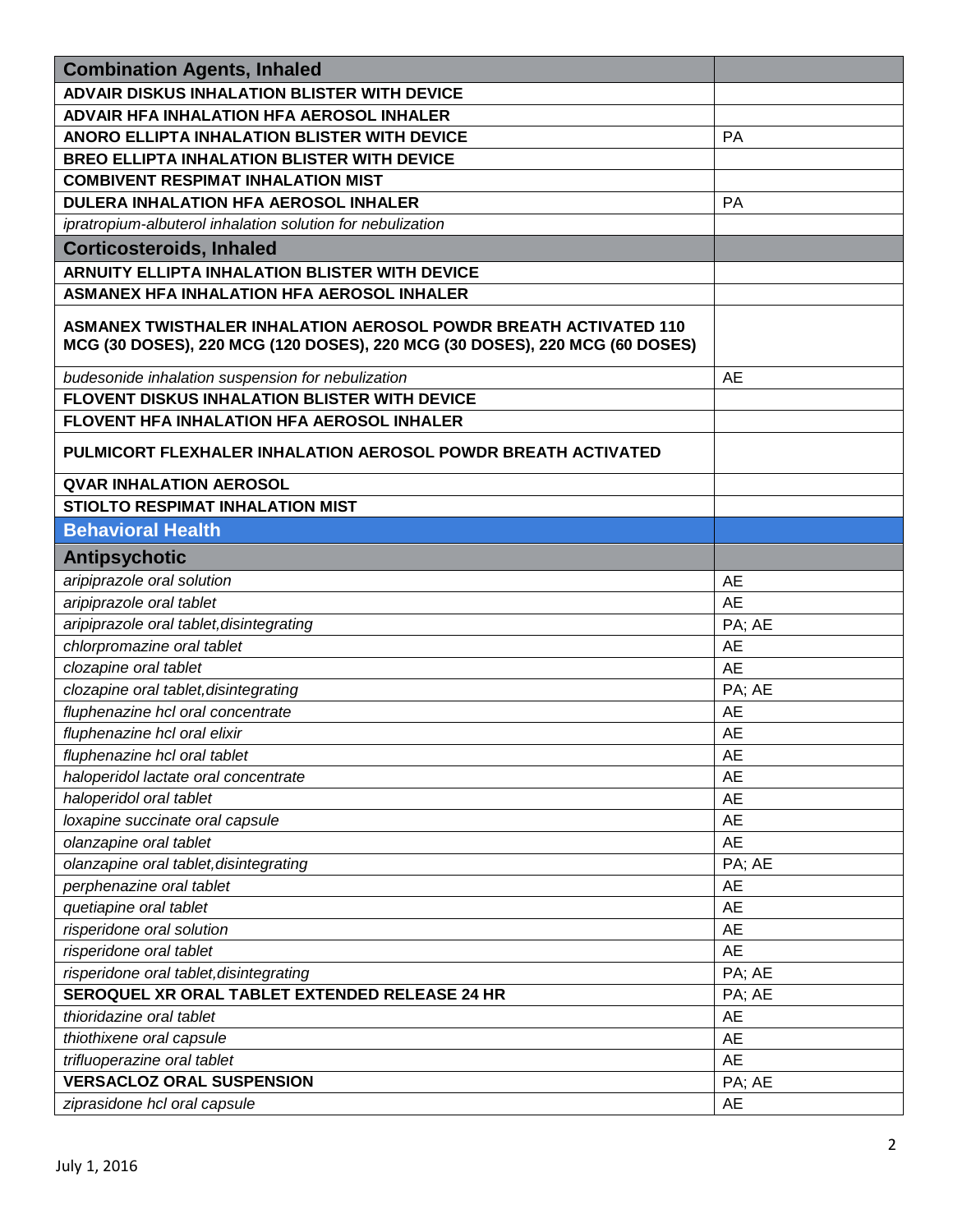| **Combination Agents, Inhaled** | |
|---|---|
| **ADVAIR DISKUS INHALATION BLISTER WITH DEVICE** | |
| **ADVAIR HFA INHALATION HFA AEROSOL INHALER** | |
| **ANORO ELLIPTA INHALATION BLISTER WITH DEVICE** | PA |
| **BREO ELLIPTA INHALATION BLISTER WITH DEVICE** | |
| **COMBIVENT RESPIMAT INHALATION MIST** | |
| **DULERA INHALATION HFA AEROSOL INHALER** | PA |
| *ipratropium-albuterol inhalation solution for nebulization* | |
| **Corticosteroids, Inhaled** | |
| **ARNUITY ELLIPTA INHALATION BLISTER WITH DEVICE** | |
| **ASMANEX HFA INHALATION HFA AEROSOL INHALER** | |
| **ASMANEX TWISTHALER INHALATION AEROSOL POWDR BREATH ACTIVATED 110 MCG (30 DOSES), 220 MCG (120 DOSES), 220 MCG (30 DOSES), 220 MCG (60 DOSES)** | |
| *budesonide inhalation suspension for nebulization* | AE |
| **FLOVENT DISKUS INHALATION BLISTER WITH DEVICE** | |
| **FLOVENT HFA INHALATION HFA AEROSOL INHALER** | |
| **PULMICORT FLEXHALER INHALATION AEROSOL POWDR BREATH ACTIVATED** | |
| **QVAR INHALATION AEROSOL** | |
| **STIOLTO RESPIMAT INHALATION MIST** | |
| **Behavioral Health** | |
| **Antipsychotic** | |
| *aripiprazole oral solution* | AE |
| *aripiprazole oral tablet* | AE |
| *aripiprazole oral tablet,disintegrating* | PA; AE |
| *chlorpromazine oral tablet* | AE |
| *clozapine oral tablet* | AE |
| *clozapine oral tablet,disintegrating* | PA; AE |
| *fluphenazine hcl oral concentrate* | AE |
| *fluphenazine hcl oral elixir* | AE |
| *fluphenazine hcl oral tablet* | AE |
| *haloperidol lactate oral concentrate* | AE |
| *haloperidol oral tablet* | AE |
| *loxapine succinate oral capsule* | AE |
| *olanzapine oral tablet* | AE |
| *olanzapine oral tablet,disintegrating* | PA; AE |
| *perphenazine oral tablet* | AE |
| *quetiapine oral tablet* | AE |
| *risperidone oral solution* | AE |
| *risperidone oral tablet* | AE |
| *risperidone oral tablet,disintegrating* | PA; AE |
| **SEROQUEL XR ORAL TABLET EXTENDED RELEASE 24 HR** | PA; AE |
| *thioridazine oral tablet* | AE |
| *thiothixene oral capsule* | AE |
| *trifluoperazine oral tablet* | AE |
| **VERSACLOZ ORAL SUSPENSION** | PA; AE |
| *ziprasidone hcl oral capsule* | AE |

July 1, 2016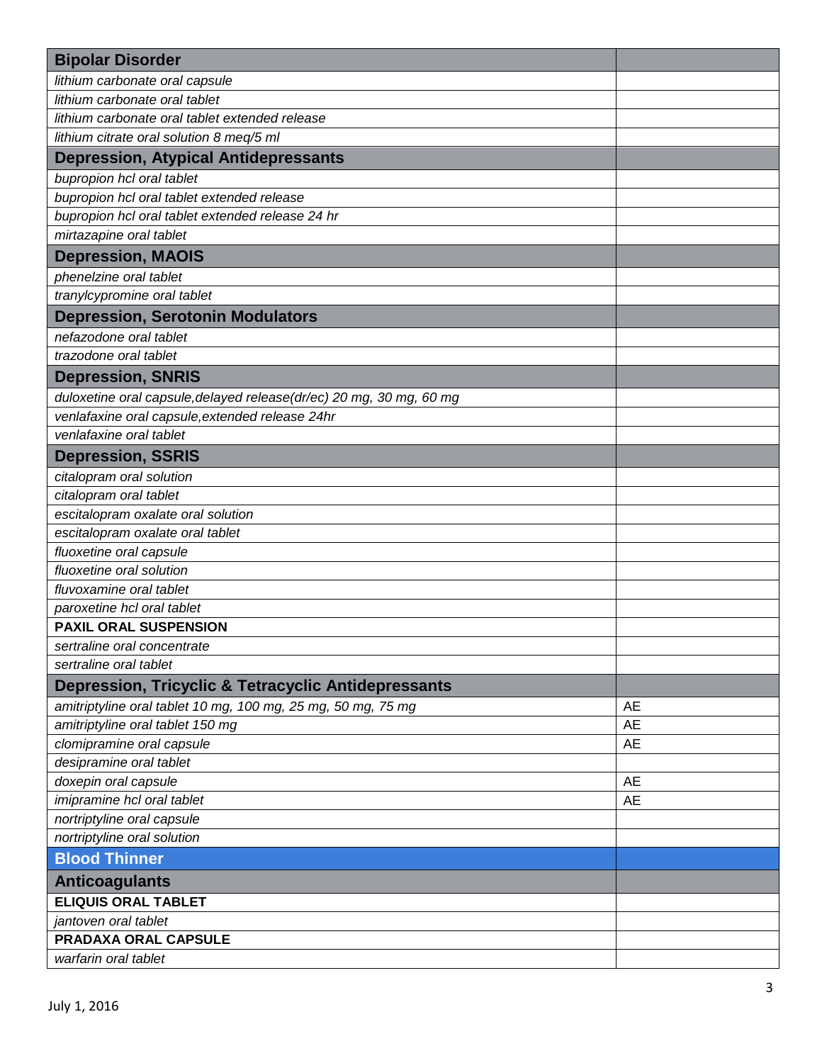| Bipolar Disorder | |
|---|---|
| *lithium carbonate oral capsule* | |
| *lithium carbonate oral tablet* | |
| *lithium carbonate oral tablet extended release* | |
| *lithium citrate oral solution 8 meq/5 ml* | |
| **Depression, Atypical Antidepressants** | |
| *bupropion hcl oral tablet* | |
| *bupropion hcl oral tablet extended release* | |
| *bupropion hcl oral tablet extended release 24 hr* | |
| *mirtazapine oral tablet* | |
| **Depression, MAOIS** | |
| *phenelzine oral tablet* | |
| *tranylcypromine oral tablet* | |
| **Depression, Serotonin Modulators** | |
| *nefazodone oral tablet* | |
| *trazodone oral tablet* | |
| **Depression, SNRIS** | |
| *duloxetine oral capsule,delayed release(dr/ec) 20 mg, 30 mg, 60 mg* | |
| *venlafaxine oral capsule,extended release 24hr* | |
| *venlafaxine oral tablet* | |
| **Depression, SSRIS** | |
| *citalopram oral solution* | |
| *citalopram oral tablet* | |
| *escitalopram oxalate oral solution* | |
| *escitalopram oxalate oral tablet* | |
| *fluoxetine oral capsule* | |
| *fluoxetine oral solution* | |
| *fluvoxamine oral tablet* | |
| *paroxetine hcl oral tablet* | |
| **PAXIL ORAL SUSPENSION** | |
| *sertraline oral concentrate* | |
| *sertraline oral tablet* | |
| **Depression, Tricyclic & Tetracyclic Antidepressants** | |
| *amitriptyline oral tablet 10 mg, 100 mg, 25 mg, 50 mg, 75 mg* | AE |
| *amitriptyline oral tablet 150 mg* | AE |
| *clomipramine oral capsule* | AE |
| *desipramine oral tablet* | |
| *doxepin oral capsule* | AE |
| *imipramine hcl oral tablet* | AE |
| *nortriptyline oral capsule* | |
| *nortriptyline oral solution* | |
| **Blood Thinner** | |
| **Anticoagulants** | |
| **ELIQUIS ORAL TABLET** | |
| *jantoven oral tablet* | |
| **PRADAXA ORAL CAPSULE** | |
| *warfarin oral tablet* | |

July 1, 2016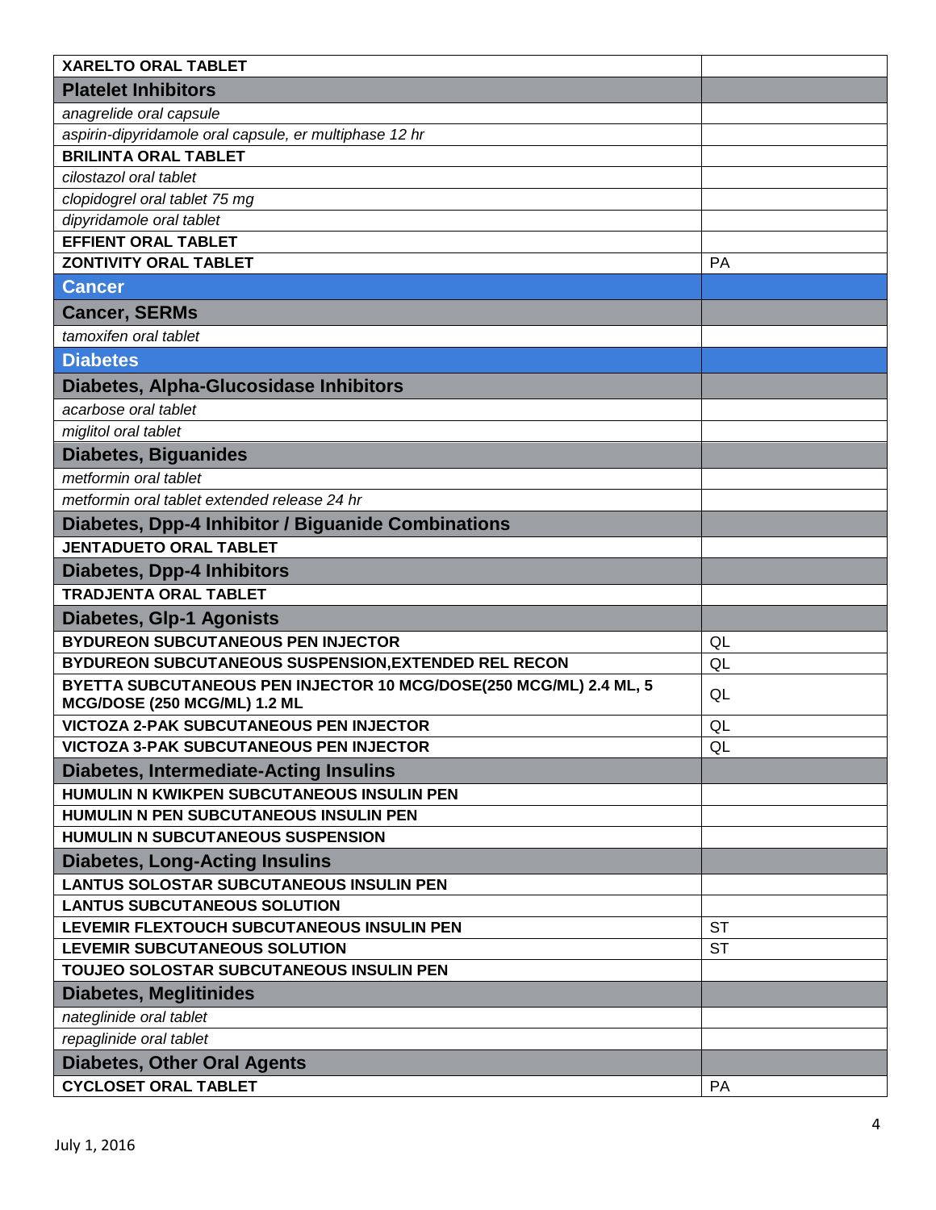| | |
|---|---|
| **XARELTO ORAL TABLET** | |
| **Platelet Inhibitors** | |
| *anagrelide oral capsule* | |
| *aspirin-dipyridamole oral capsule, er multiphase 12 hr* | |
| **BRILINTA ORAL TABLET** | |
| *cilostazol oral tablet* | |
| *clopidogrel oral tablet 75 mg* | |
| *dipyridamole oral tablet* | |
| **EFFIENT ORAL TABLET** | |
| **ZONTIVITY ORAL TABLET** | PA |
| **Cancer** | |
| **Cancer, SERMs** | |
| *tamoxifen oral tablet* | |
| **Diabetes** | |
| **Diabetes, Alpha-Glucosidase Inhibitors** | |
| *acarbose oral tablet* | |
| *miglitol oral tablet* | |
| **Diabetes, Biguanides** | |
| *metformin oral tablet* | |
| *metformin oral tablet extended release 24 hr* | |
| **Diabetes, Dpp-4 Inhibitor / Biguanide Combinations** | |
| **JENTADUETO ORAL TABLET** | |
| **Diabetes, Dpp-4 Inhibitors** | |
| **TRADJENTA ORAL TABLET** | |
| **Diabetes, Glp-1 Agonists** | |
| **BYDUREON SUBCUTANEOUS PEN INJECTOR** | QL |
| **BYDUREON SUBCUTANEOUS SUSPENSION,EXTENDED REL RECON** | QL |
| **BYETTA SUBCUTANEOUS PEN INJECTOR 10 MCG/DOSE(250 MCG/ML) 2.4 ML, 5 MCG/DOSE (250 MCG/ML) 1.2 ML** | QL |
| **VICTOZA 2-PAK SUBCUTANEOUS PEN INJECTOR** | QL |
| **VICTOZA 3-PAK SUBCUTANEOUS PEN INJECTOR** | QL |
| **Diabetes, Intermediate-Acting Insulins** | |
| **HUMULIN N KWIKPEN SUBCUTANEOUS INSULIN PEN** | |
| **HUMULIN N PEN SUBCUTANEOUS INSULIN PEN** | |
| **HUMULIN N SUBCUTANEOUS SUSPENSION** | |
| **Diabetes, Long-Acting Insulins** | |
| **LANTUS SOLOSTAR SUBCUTANEOUS INSULIN PEN** | |
| **LANTUS SUBCUTANEOUS SOLUTION** | |
| **LEVEMIR FLEXTOUCH SUBCUTANEOUS INSULIN PEN** | ST |
| **LEVEMIR SUBCUTANEOUS SOLUTION** | ST |
| **TOUJEO SOLOSTAR SUBCUTANEOUS INSULIN PEN** | |
| **Diabetes, Meglitinides** | |
| *nateglinide oral tablet* | |
| *repaglinide oral tablet* | |
| **Diabetes, Other Oral Agents** | |
| **CYCLOSET ORAL TABLET** | PA |

July 1, 2016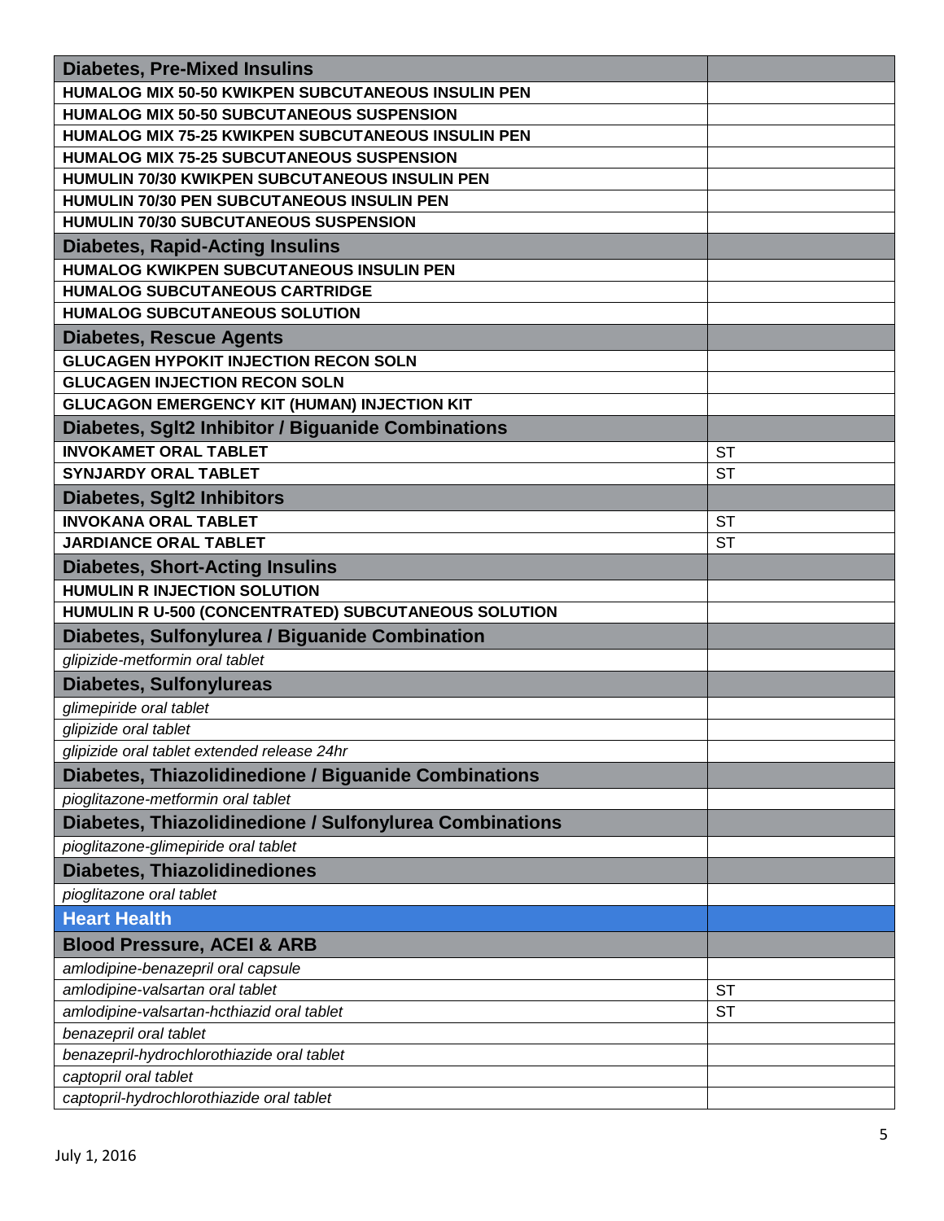| Diabetes, Pre-Mixed Insulins | |
|---|---|
| **HUMALOG MIX 50-50 KWIKPEN SUBCUTANEOUS INSULIN PEN** | |
| **HUMALOG MIX 50-50 SUBCUTANEOUS SUSPENSION** | |
| **HUMALOG MIX 75-25 KWIKPEN SUBCUTANEOUS INSULIN PEN** | |
| **HUMALOG MIX 75-25 SUBCUTANEOUS SUSPENSION** | |
| **HUMULIN 70/30 KWIKPEN SUBCUTANEOUS INSULIN PEN** | |
| **HUMULIN 70/30 PEN SUBCUTANEOUS INSULIN PEN** | |
| **HUMULIN 70/30 SUBCUTANEOUS SUSPENSION** | |
| **Diabetes, Rapid-Acting Insulins** | |
| **HUMALOG KWIKPEN SUBCUTANEOUS INSULIN PEN** | |
| **HUMALOG SUBCUTANEOUS CARTRIDGE** | |
| **HUMALOG SUBCUTANEOUS SOLUTION** | |
| **Diabetes, Rescue Agents** | |
| **GLUCAGEN HYPOKIT INJECTION RECON SOLN** | |
| **GLUCAGEN INJECTION RECON SOLN** | |
| **GLUCAGON EMERGENCY KIT (HUMAN) INJECTION KIT** | |
| **Diabetes, Sglt2 Inhibitor / Biguanide Combinations** | |
| **INVOKAMET ORAL TABLET** | ST |
| **SYNJARDY ORAL TABLET** | ST |
| **Diabetes, Sglt2 Inhibitors** | |
| **INVOKANA ORAL TABLET** | ST |
| **JARDIANCE ORAL TABLET** | ST |
| **Diabetes, Short-Acting Insulins** | |
| **HUMULIN R INJECTION SOLUTION** | |
| **HUMULIN R U-500 (CONCENTRATED) SUBCUTANEOUS SOLUTION** | |
| **Diabetes, Sulfonylurea / Biguanide Combination** | |
| *glipizide-metformin oral tablet* | |
| **Diabetes, Sulfonylureas** | |
| *glimepiride oral tablet* | |
| *glipizide oral tablet* | |
| *glipizide oral tablet extended release 24hr* | |
| **Diabetes, Thiazolidinedione / Biguanide Combinations** | |
| *pioglitazone-metformin oral tablet* | |
| **Diabetes, Thiazolidinedione / Sulfonylurea Combinations** | |
| *pioglitazone-glimepiride oral tablet* | |
| **Diabetes, Thiazolidinediones** | |
| *pioglitazone oral tablet* | |
| **Heart Health** | |
| **Blood Pressure, ACEI & ARB** | |
| *amlodipine-benazepril oral capsule* | |
| *amlodipine-valsartan oral tablet* | ST |
| *amlodipine-valsartan-hcthiazid oral tablet* | ST |
| *benazepril oral tablet* | |
| *benazepril-hydrochlorothiazide oral tablet* | |
| *captopril oral tablet* | |
| *captopril-hydrochlorothiazide oral tablet* | |

July 1, 2016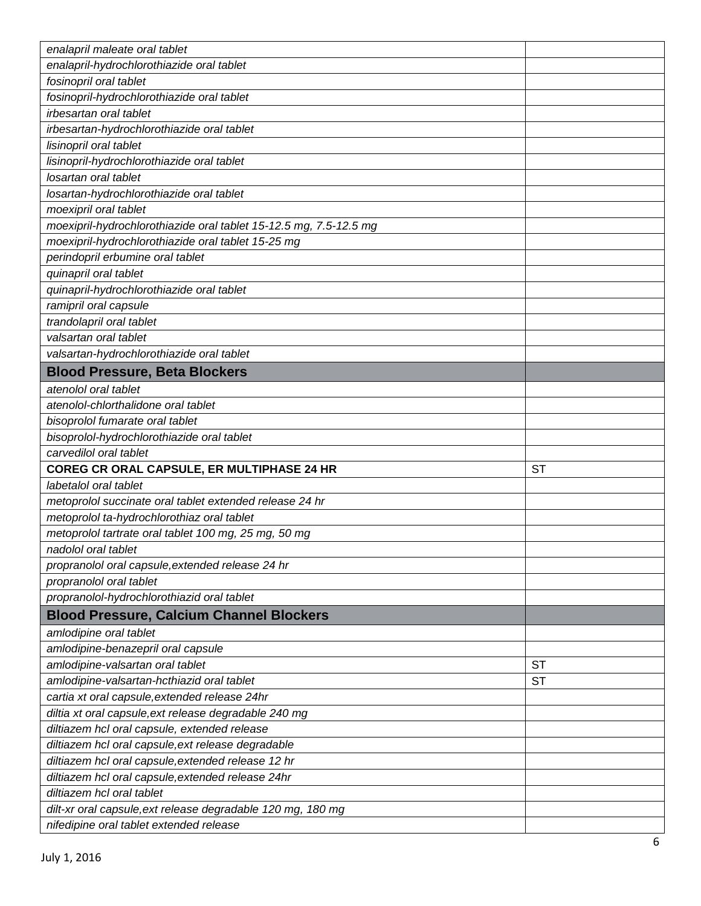| | |
|---|---|
| *enalapril maleate oral tablet* | |
| *enalapril-hydrochlorothiazide oral tablet* | |
| *fosinopril oral tablet* | |
| *fosinopril-hydrochlorothiazide oral tablet* | |
| *irbesartan oral tablet* | |
| *irbesartan-hydrochlorothiazide oral tablet* | |
| *lisinopril oral tablet* | |
| *lisinopril-hydrochlorothiazide oral tablet* | |
| *losartan oral tablet* | |
| *losartan-hydrochlorothiazide oral tablet* | |
| *moexipril oral tablet* | |
| *moexipril-hydrochlorothiazide oral tablet 15-12.5 mg, 7.5-12.5 mg* | |
| *moexipril-hydrochlorothiazide oral tablet 15-25 mg* | |
| *perindopril erbumine oral tablet* | |
| *quinapril oral tablet* | |
| *quinapril-hydrochlorothiazide oral tablet* | |
| *ramipril oral capsule* | |
| *trandolapril oral tablet* | |
| *valsartan oral tablet* | |
| *valsartan-hydrochlorothiazide oral tablet* | |
| **Blood Pressure, Beta Blockers** | |
| *atenolol oral tablet* | |
| *atenolol-chlorthalidone oral tablet* | |
| *bisoprolol fumarate oral tablet* | |
| *bisoprolol-hydrochlorothiazide oral tablet* | |
| *carvedilol oral tablet* | |
| **COREG CR ORAL CAPSULE, ER MULTIPHASE 24 HR** | ST |
| *labetalol oral tablet* | |
| *metoprolol succinate oral tablet extended release 24 hr* | |
| *metoprolol ta-hydrochlorothiaz oral tablet* | |
| *metoprolol tartrate oral tablet 100 mg, 25 mg, 50 mg* | |
| *nadolol oral tablet* | |
| *propranolol oral capsule,extended release 24 hr* | |
| *propranolol oral tablet* | |
| *propranolol-hydrochlorothiazid oral tablet* | |
| **Blood Pressure, Calcium Channel Blockers** | |
| *amlodipine oral tablet* | |
| *amlodipine-benazepril oral capsule* | |
| *amlodipine-valsartan oral tablet* | ST |
| *amlodipine-valsartan-hcthiazid oral tablet* | ST |
| *cartia xt oral capsule,extended release 24hr* | |
| *diltia xt oral capsule,ext release degradable 240 mg* | |
| *diltiazem hcl oral capsule, extended release* | |
| *diltiazem hcl oral capsule,ext release degradable* | |
| *diltiazem hcl oral capsule,extended release 12 hr* | |
| *diltiazem hcl oral capsule,extended release 24hr* | |
| *diltiazem hcl oral tablet* | |
| *dilt-xr oral capsule,ext release degradable 120 mg, 180 mg* | |
| *nifedipine oral tablet extended release* | |

July 1, 2016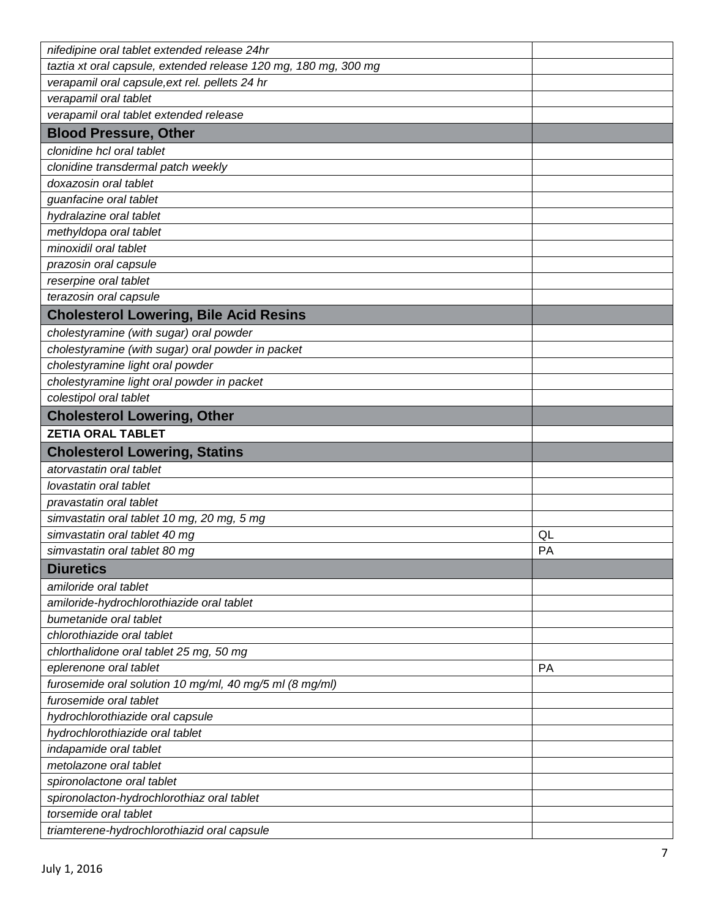| | |
|---|---|
| *nifedipine oral tablet extended release 24hr* | |
| *taztia xt oral capsule, extended release 120 mg, 180 mg, 300 mg* | |
| *verapamil oral capsule,ext rel. pellets 24 hr* | |
| *verapamil oral tablet* | |
| *verapamil oral tablet extended release* | |
| **Blood Pressure, Other** | |
| *clonidine hcl oral tablet* | |
| *clonidine transdermal patch weekly* | |
| *doxazosin oral tablet* | |
| *guanfacine oral tablet* | |
| *hydralazine oral tablet* | |
| *methyldopa oral tablet* | |
| *minoxidil oral tablet* | |
| *prazosin oral capsule* | |
| *reserpine oral tablet* | |
| *terazosin oral capsule* | |
| **Cholesterol Lowering, Bile Acid Resins** | |
| *cholestyramine (with sugar) oral powder* | |
| *cholestyramine (with sugar) oral powder in packet* | |
| *cholestyramine light oral powder* | |
| *cholestyramine light oral powder in packet* | |
| *colestipol oral tablet* | |
| **Cholesterol Lowering, Other** | |
| **ZETIA ORAL TABLET** | |
| **Cholesterol Lowering, Statins** | |
| *atorvastatin oral tablet* | |
| *lovastatin oral tablet* | |
| *pravastatin oral tablet* | |
| *simvastatin oral tablet 10 mg, 20 mg, 5 mg* | |
| *simvastatin oral tablet 40 mg* | QL |
| *simvastatin oral tablet 80 mg* | PA |
| **Diuretics** | |
| *amiloride oral tablet* | |
| *amiloride-hydrochlorothiazide oral tablet* | |
| *bumetanide oral tablet* | |
| *chlorothiazide oral tablet* | |
| *chlorthalidone oral tablet 25 mg, 50 mg* | |
| *eplerenone oral tablet* | PA |
| *furosemide oral solution 10 mg/ml, 40 mg/5 ml (8 mg/ml)* | |
| *furosemide oral tablet* | |
| *hydrochlorothiazide oral capsule* | |
| *hydrochlorothiazide oral tablet* | |
| *indapamide oral tablet* | |
| *metolazone oral tablet* | |
| *spironolactone oral tablet* | |
| *spironolacton-hydrochlorothiaz oral tablet* | |
| *torsemide oral tablet* | |
| *triamterene-hydrochlorothiazid oral capsule* | |

July 1, 2016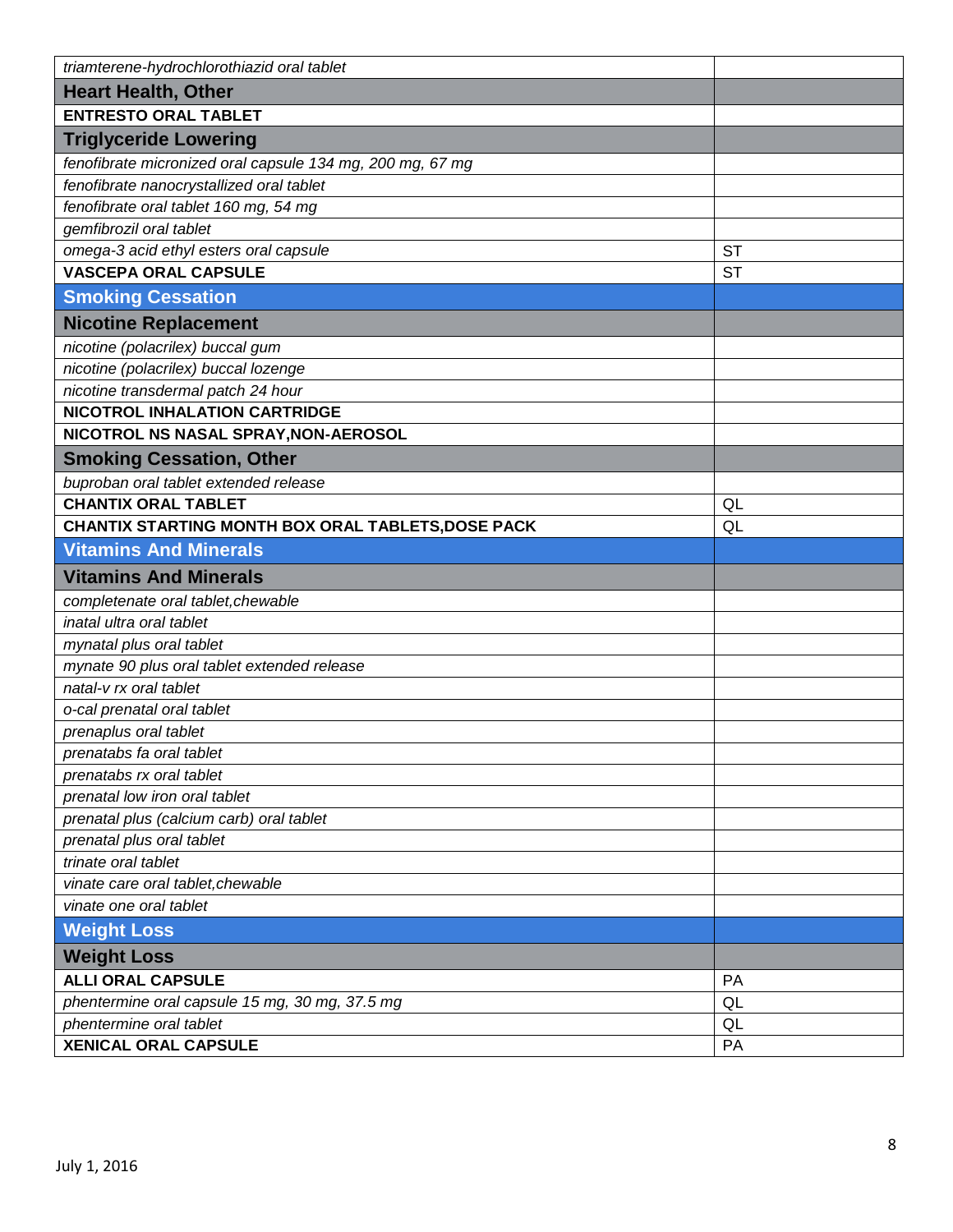| | |
|---|---|
| *triamterene-hydrochlorothiazid oral tablet* | |
| **Heart Health, Other** | |
| **ENTRESTO ORAL TABLET** | |
| **Triglyceride Lowering** | |
| *fenofibrate micronized oral capsule 134 mg, 200 mg, 67 mg* | |
| *fenofibrate nanocrystallized oral tablet* | |
| *fenofibrate oral tablet 160 mg, 54 mg* | |
| *gemfibrozil oral tablet* | |
| *omega-3 acid ethyl esters oral capsule* | ST |
| **VASCEPA ORAL CAPSULE** | ST |
| **Smoking Cessation** | |
| **Nicotine Replacement** | |
| *nicotine (polacrilex) buccal gum* | |
| *nicotine (polacrilex) buccal lozenge* | |
| *nicotine transdermal patch 24 hour* | |
| **NICOTROL INHALATION CARTRIDGE** | |
| **NICOTROL NS NASAL SPRAY,NON-AEROSOL** | |
| **Smoking Cessation, Other** | |
| *buproban oral tablet extended release* | |
| **CHANTIX ORAL TABLET** | QL |
| **CHANTIX STARTING MONTH BOX ORAL TABLETS,DOSE PACK** | QL |
| **Vitamins And Minerals** | |
| **Vitamins And Minerals** | |
| *completenate oral tablet,chewable* | |
| *inatal ultra oral tablet* | |
| *mynatal plus oral tablet* | |
| *mynate 90 plus oral tablet extended release* | |
| *natal-v rx oral tablet* | |
| *o-cal prenatal oral tablet* | |
| *prenaplus oral tablet* | |
| *prenatabs fa oral tablet* | |
| *prenatabs rx oral tablet* | |
| *prenatal low iron oral tablet* | |
| *prenatal plus (calcium carb) oral tablet* | |
| *prenatal plus oral tablet* | |
| *trinate oral tablet* | |
| *vinate care oral tablet,chewable* | |
| *vinate one oral tablet* | |
| **Weight Loss** | |
| **Weight Loss** | |
| **ALLI ORAL CAPSULE** | PA |
| *phentermine oral capsule 15 mg, 30 mg, 37.5 mg* | QL |
| *phentermine oral tablet* | QL |
| **XENICAL ORAL CAPSULE** | PA |

July 1, 2016